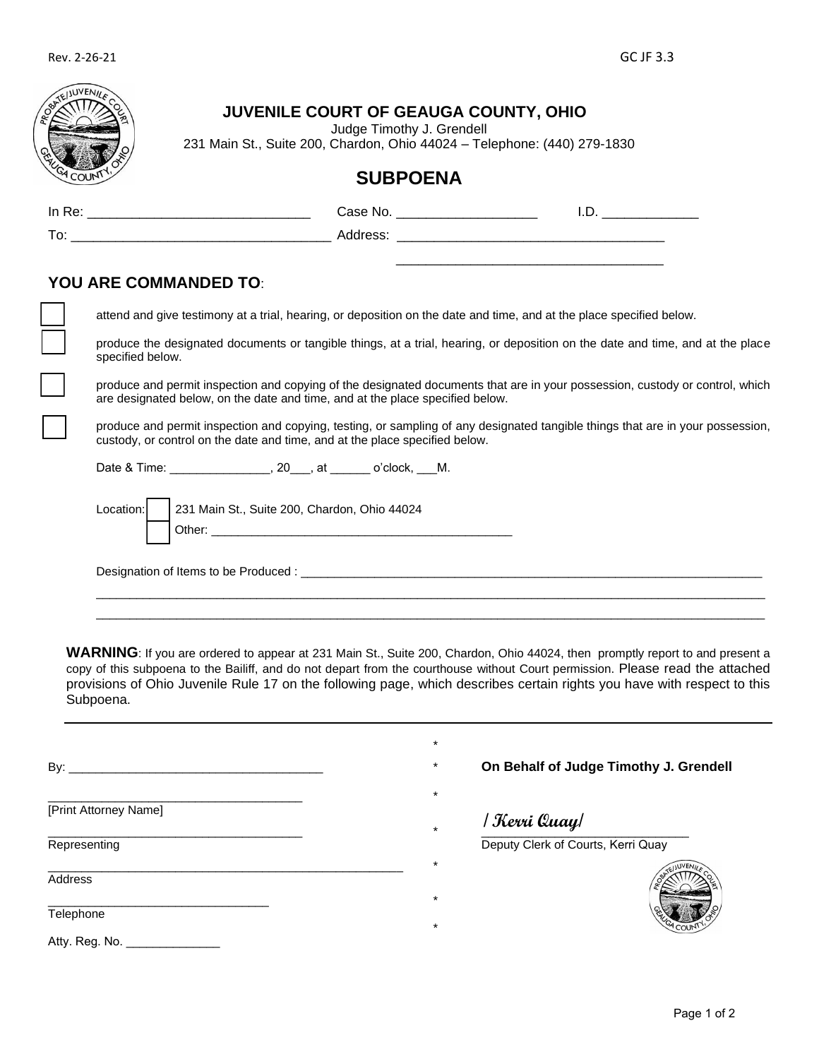Rev. 2-26-21 GC JF 3.3

# JUVENILE COURT OF GEAUGA COUNTY, OHIO

Judge Timothy J. Grendell
231 Main St., Suite 200, Chardon, Ohio 44024 – Telephone: (440) 279-1830

## SUBPOENA

In Re: ______________________________ Case No. ___________________ I.D. _____________

To: ___________________________________ Address: ___________________________________

___________________________________

### YOU ARE COMMANDED TO:

☐ attend and give testimony at a trial, hearing, or deposition on the date and time, and at the place specified below.

☐ produce the designated documents or tangible things, at a trial, hearing, or deposition on the date and time, and at the place specified below.

☐ produce and permit inspection and copying of the designated documents that are in your possession, custody or control, which are designated below, on the date and time, and at the place specified below.

☐ produce and permit inspection and copying, testing, or sampling of any designated tangible things that are in your possession, custody, or control on the date and time, and at the place specified below.

Date & Time: _______________, 20___, at ______ o'clock, ___M.

Location: ☐ 231 Main St., Suite 200, Chardon, Ohio 44024
☐ Other: _____________________________________________

Designation of Items to be Produced : ______________________________________________________________________

______________________________________________________________________________________________

______________________________________________________________________________________________

**WARNING**: If you are ordered to appear at 231 Main St., Suite 200, Chardon, Ohio 44024, then promptly report to and present a copy of this subpoena to the Bailiff, and do not depart from the courthouse without Court permission. Please read the attached provisions of Ohio Juvenile Rule 17 on the following page, which describes certain rights you have with respect to this Subpoena.

---

By: ______________________________________

______________________________________
[Print Attorney Name]

______________________________________
Representing

______________________________________________________
Address

_________________________________
Telephone

Atty. Reg. No. ______________

**On Behalf of Judge Timothy J. Grendell**

/ Kerri Quay/
______________________________
Deputy Clerk of Courts, Kerri Quay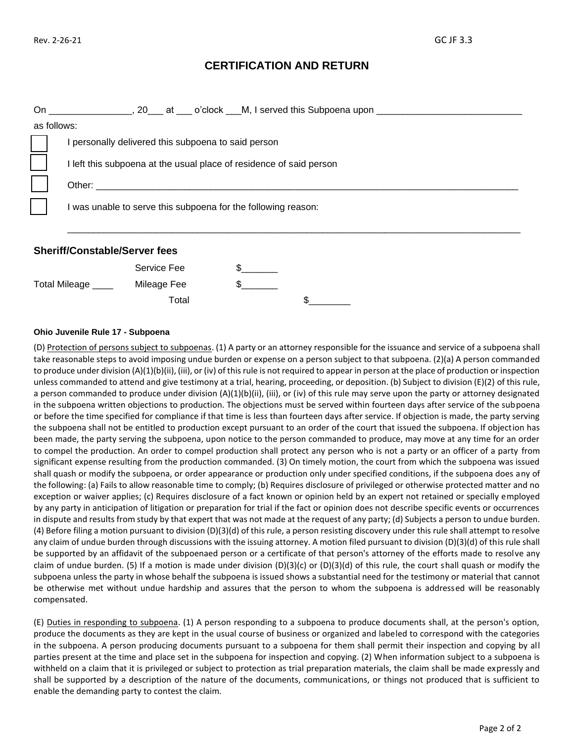# CERTIFICATION AND RETURN

On _______________, 20___ at ___ o'clock ___M, I served this Subpoena upon ___________________________ as follows:

☐ I personally delivered this subpoena to said person

☐ I left this subpoena at the usual place of residence of said person

☐ Other: ___________________________________________________________________________

☐ I was unable to serve this subpoena for the following reason:

_______________________________________________________________________________

## Sheriff/Constable/Server fees

| | | | |
|---|---|---|---|
| | Service Fee | $_______ | |
| Total Mileage ____ | Mileage Fee | $_______ | |
| | Total | | $________ |

#### Ohio Juvenile Rule 17 - Subpoena

(D) Protection of persons subject to subpoenas. (1) A party or an attorney responsible for the issuance and service of a subpoena shall take reasonable steps to avoid imposing undue burden or expense on a person subject to that subpoena. (2)(a) A person commanded to produce under division (A)(1)(b)(ii), (iii), or (iv) of this rule is not required to appear in person at the place of production or inspection unless commanded to attend and give testimony at a trial, hearing, proceeding, or deposition. (b) Subject to division (E)(2) of this rule, a person commanded to produce under division (A)(1)(b)(ii), (iii), or (iv) of this rule may serve upon the party or attorney designated in the subpoena written objections to production. The objections must be served within fourteen days after service of the subpoena or before the time specified for compliance if that time is less than fourteen days after service. If objection is made, the party serving the subpoena shall not be entitled to production except pursuant to an order of the court that issued the subpoena. If objection has been made, the party serving the subpoena, upon notice to the person commanded to produce, may move at any time for an order to compel the production. An order to compel production shall protect any person who is not a party or an officer of a party from significant expense resulting from the production commanded. (3) On timely motion, the court from which the subpoena was issued shall quash or modify the subpoena, or order appearance or production only under specified conditions, if the subpoena does any of the following: (a) Fails to allow reasonable time to comply; (b) Requires disclosure of privileged or otherwise protected matter and no exception or waiver applies; (c) Requires disclosure of a fact known or opinion held by an expert not retained or specially employed by any party in anticipation of litigation or preparation for trial if the fact or opinion does not describe specific events or occurrences in dispute and results from study by that expert that was not made at the request of any party; (d) Subjects a person to undue burden. (4) Before filing a motion pursuant to division (D)(3)(d) of this rule, a person resisting discovery under this rule shall attempt to resolve any claim of undue burden through discussions with the issuing attorney. A motion filed pursuant to division (D)(3)(d) of this rule shall be supported by an affidavit of the subpoenaed person or a certificate of that person's attorney of the efforts made to resolve any claim of undue burden. (5) If a motion is made under division (D)(3)(c) or (D)(3)(d) of this rule, the court shall quash or modify the subpoena unless the party in whose behalf the subpoena is issued shows a substantial need for the testimony or material that cannot be otherwise met without undue hardship and assures that the person to whom the subpoena is addressed will be reasonably compensated.

(E) Duties in responding to subpoena. (1) A person responding to a subpoena to produce documents shall, at the person's option, produce the documents as they are kept in the usual course of business or organized and labeled to correspond with the categories in the subpoena. A person producing documents pursuant to a subpoena for them shall permit their inspection and copying by all parties present at the time and place set in the subpoena for inspection and copying. (2) When information subject to a subpoena is withheld on a claim that it is privileged or subject to protection as trial preparation materials, the claim shall be made expressly and shall be supported by a description of the nature of the documents, communications, or things not produced that is sufficient to enable the demanding party to contest the claim.